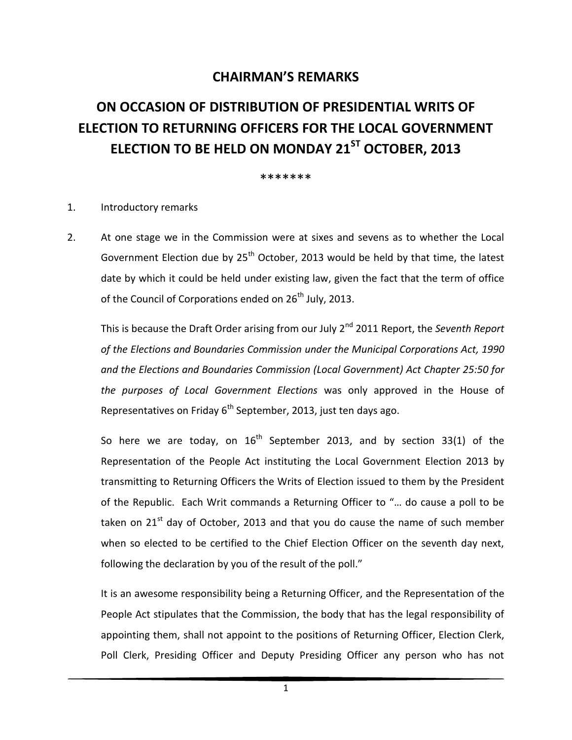# CHAIRMAN'S REMARKS

## ON OCCASION OF DISTRIBUTION OF PRESIDENTIAL WRITS OF ELECTION TO RETURNING OFFICERS FOR THE LOCAL GOVERNMENT ELECTION TO BE HELD ON MONDAY 21ST OCTOBER, 2013

*******

1. Introductory remarks

2. At one stage we in the Commission were at sixes and sevens as to whether the Local Government Election due by 25th October, 2013 would be held by that time, the latest date by which it could be held under existing law, given the fact that the term of office of the Council of Corporations ended on 26th July, 2013.

   This is because the Draft Order arising from our July 2nd 2011 Report, the *Seventh Report of the Elections and Boundaries Commission under the Municipal Corporations Act, 1990 and the Elections and Boundaries Commission (Local Government) Act Chapter 25:50 for the purposes of Local Government Elections* was only approved in the House of Representatives on Friday 6th September, 2013, just ten days ago.

   So here we are today, on 16th September 2013, and by section 33(1) of the Representation of the People Act instituting the Local Government Election 2013 by transmitting to Returning Officers the Writs of Election issued to them by the President of the Republic. Each Writ commands a Returning Officer to "… do cause a poll to be taken on 21st day of October, 2013 and that you do cause the name of such member when so elected to be certified to the Chief Election Officer on the seventh day next, following the declaration by you of the result of the poll."

   It is an awesome responsibility being a Returning Officer, and the Representation of the People Act stipulates that the Commission, the body that has the legal responsibility of appointing them, shall not appoint to the positions of Returning Officer, Election Clerk, Poll Clerk, Presiding Officer and Deputy Presiding Officer any person who has not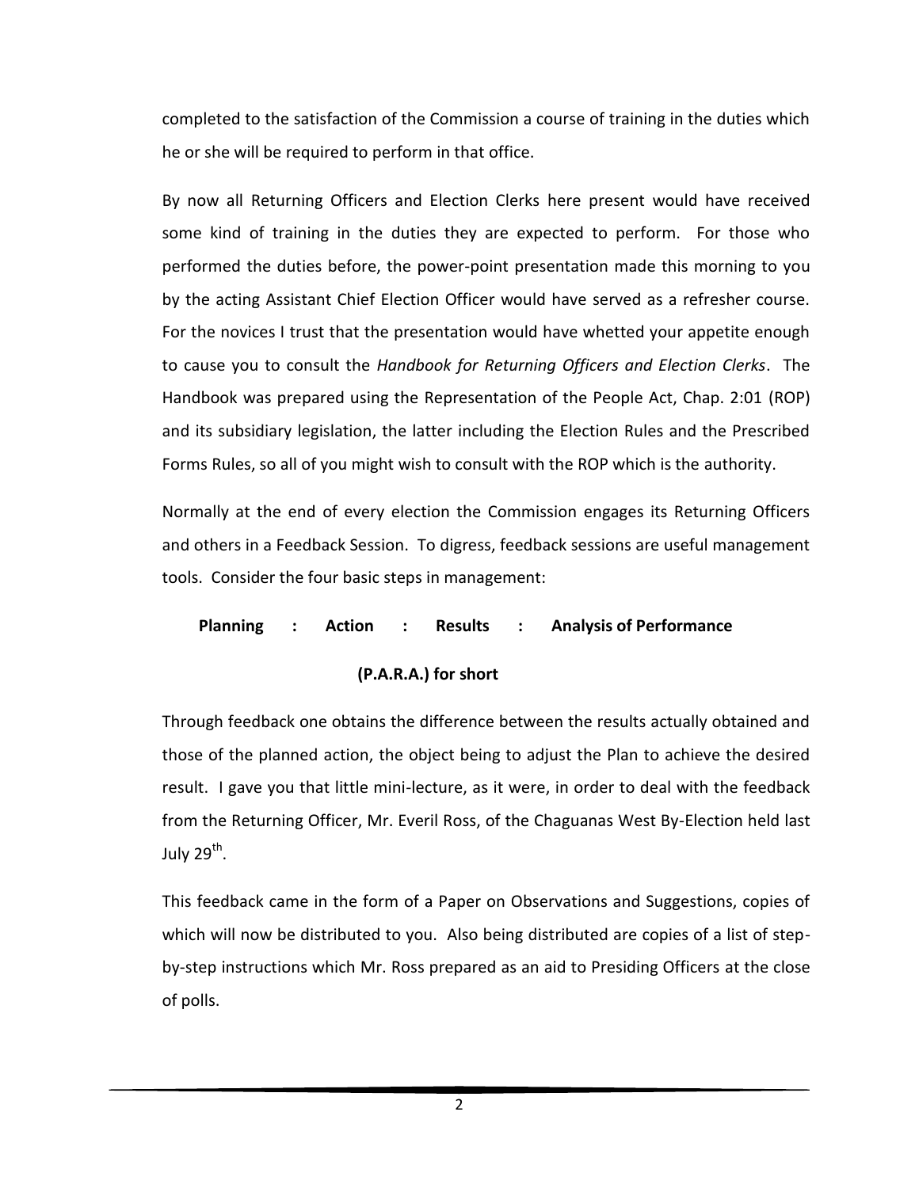completed to the satisfaction of the Commission a course of training in the duties which he or she will be required to perform in that office.

By now all Returning Officers and Election Clerks here present would have received some kind of training in the duties they are expected to perform. For those who performed the duties before, the power-point presentation made this morning to you by the acting Assistant Chief Election Officer would have served as a refresher course. For the novices I trust that the presentation would have whetted your appetite enough to cause you to consult the *Handbook for Returning Officers and Election Clerks*. The Handbook was prepared using the Representation of the People Act, Chap. 2:01 (ROP) and its subsidiary legislation, the latter including the Election Rules and the Prescribed Forms Rules, so all of you might wish to consult with the ROP which is the authority.

Normally at the end of every election the Commission engages its Returning Officers and others in a Feedback Session. To digress, feedback sessions are useful management tools. Consider the four basic steps in management:

**Planning : Action : Results : Analysis of Performance**

**(P.A.R.A.) for short**

Through feedback one obtains the difference between the results actually obtained and those of the planned action, the object being to adjust the Plan to achieve the desired result. I gave you that little mini-lecture, as it were, in order to deal with the feedback from the Returning Officer, Mr. Everil Ross, of the Chaguanas West By-Election held last July 29th.

This feedback came in the form of a Paper on Observations and Suggestions, copies of which will now be distributed to you. Also being distributed are copies of a list of step-by-step instructions which Mr. Ross prepared as an aid to Presiding Officers at the close of polls.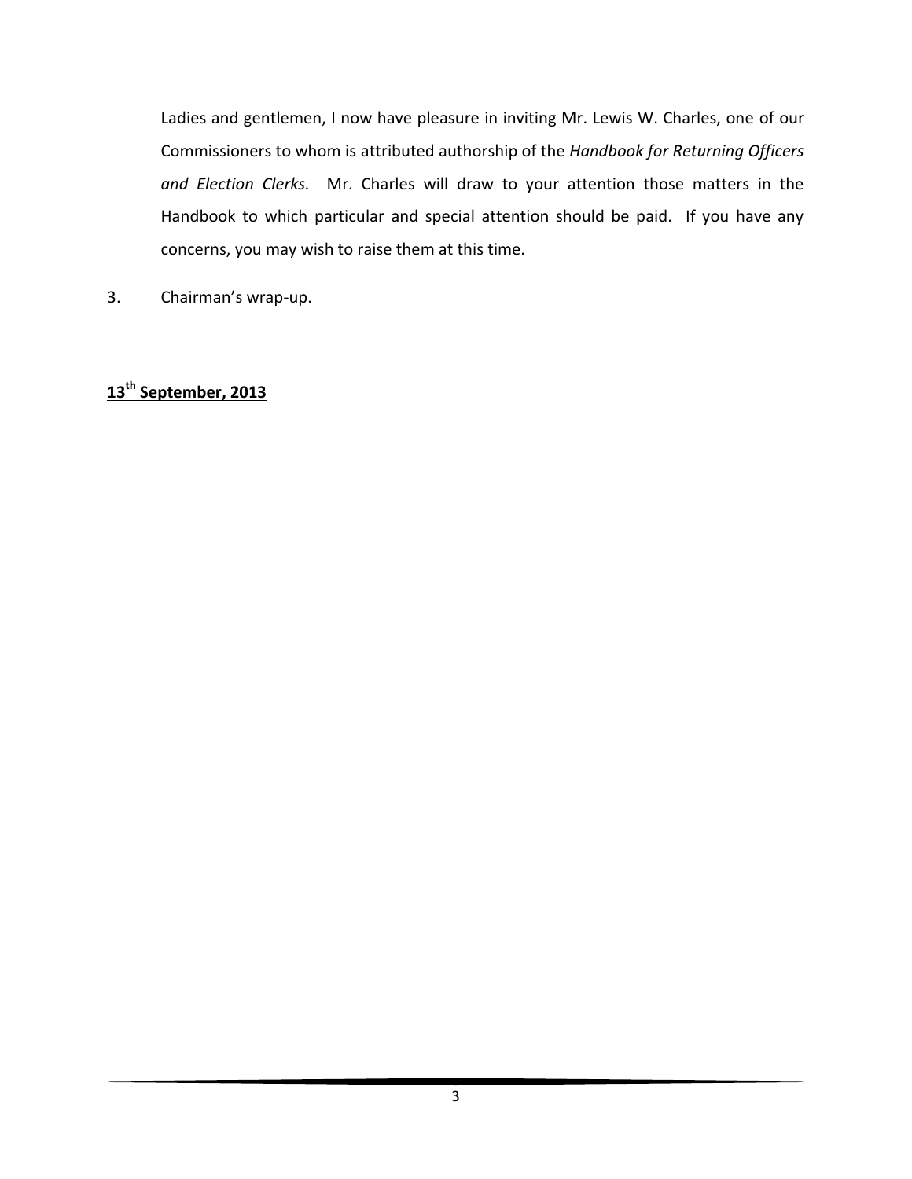Ladies and gentlemen, I now have pleasure in inviting Mr. Lewis W. Charles, one of our Commissioners to whom is attributed authorship of the *Handbook for Returning Officers and Election Clerks.* Mr. Charles will draw to your attention those matters in the Handbook to which particular and special attention should be paid. If you have any concerns, you may wish to raise them at this time.

3. Chairman's wrap-up.

**13th September, 2013**